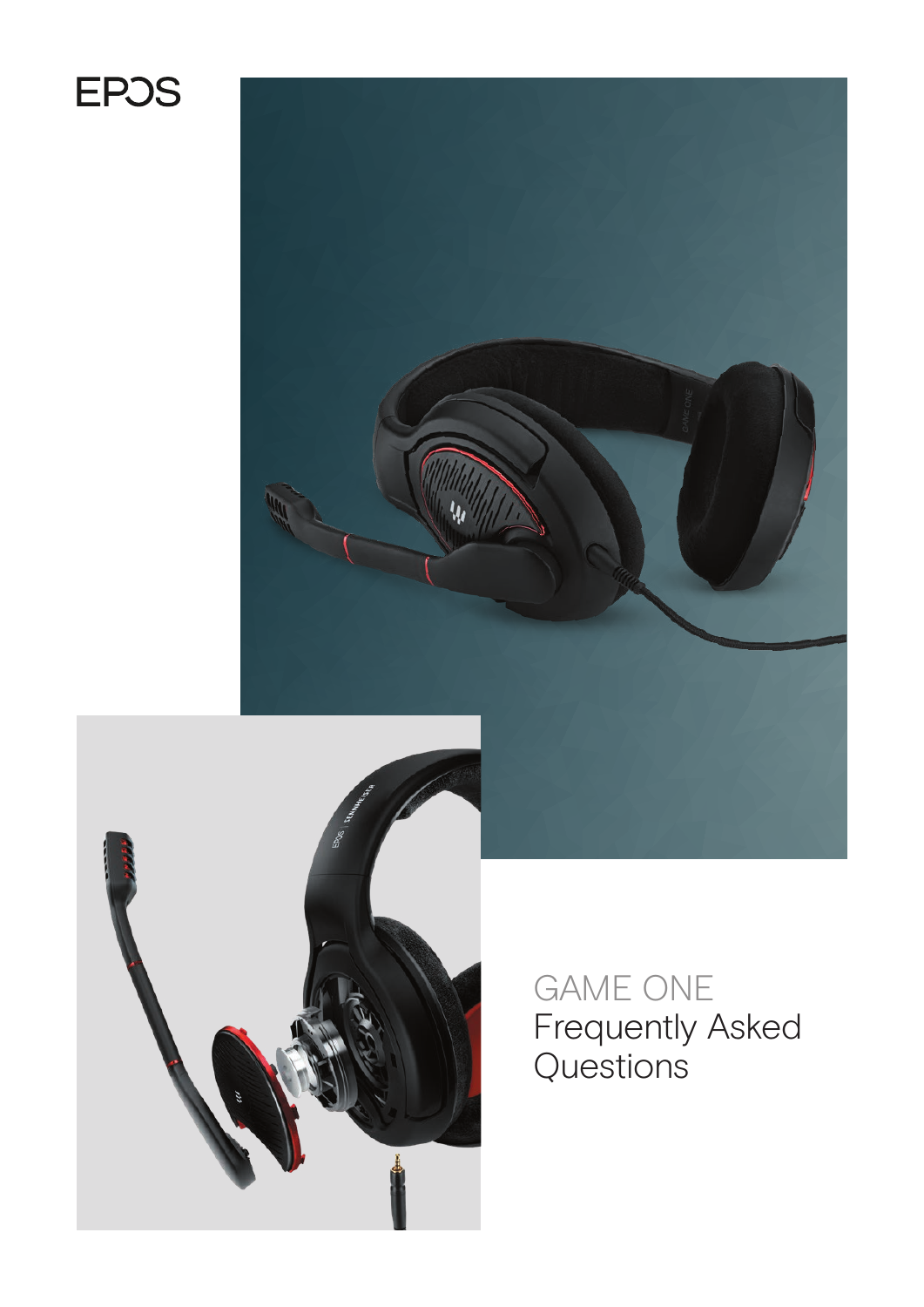EPOS

# GAME ONE
## Frequently Asked Questions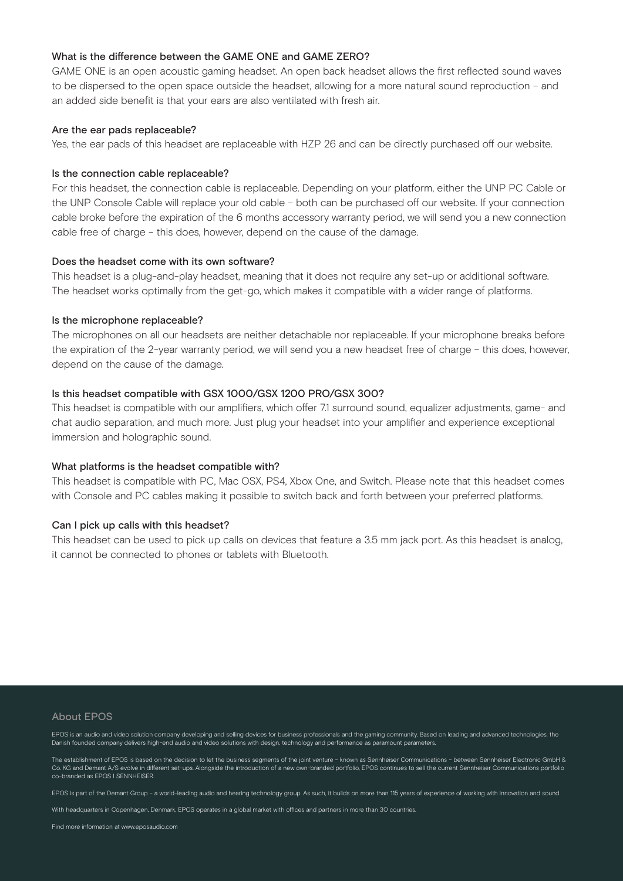### What is the difference between the GAME ONE and GAME ZERO?

GAME ONE is an open acoustic gaming headset. An open back headset allows the first reflected sound waves to be dispersed to the open space outside the headset, allowing for a more natural sound reproduction – and an added side benefit is that your ears are also ventilated with fresh air.

### Are the ear pads replaceable?

Yes, the ear pads of this headset are replaceable with HZP 26 and can be directly purchased off our website.

### Is the connection cable replaceable?

For this headset, the connection cable is replaceable. Depending on your platform, either the UNP PC Cable or the UNP Console Cable will replace your old cable – both can be purchased off our website. If your connection cable broke before the expiration of the 6 months accessory warranty period, we will send you a new connection cable free of charge – this does, however, depend on the cause of the damage.

### Does the headset come with its own software?

This headset is a plug-and-play headset, meaning that it does not require any set-up or additional software. The headset works optimally from the get-go, which makes it compatible with a wider range of platforms.

### Is the microphone replaceable?

The microphones on all our headsets are neither detachable nor replaceable. If your microphone breaks before the expiration of the 2-year warranty period, we will send you a new headset free of charge – this does, however, depend on the cause of the damage.

### Is this headset compatible with GSX 1000/GSX 1200 PRO/GSX 300?

This headset is compatible with our amplifiers, which offer 7.1 surround sound, equalizer adjustments, game- and chat audio separation, and much more. Just plug your headset into your amplifier and experience exceptional immersion and holographic sound.

### What platforms is the headset compatible with?

This headset is compatible with PC, Mac OSX, PS4, Xbox One, and Switch. Please note that this headset comes with Console and PC cables making it possible to switch back and forth between your preferred platforms.

### Can I pick up calls with this headset?

This headset can be used to pick up calls on devices that feature a 3.5 mm jack port. As this headset is analog, it cannot be connected to phones or tablets with Bluetooth.

## About EPOS

EPOS is an audio and video solution company developing and selling devices for business professionals and the gaming community. Based on leading and advanced technologies, the Danish founded company delivers high-end audio and video solutions with design, technology and performance as paramount parameters.

The establishment of EPOS is based on the decision to let the business segments of the joint venture – known as Sennheiser Communications – between Sennheiser Electronic GmbH & Co. KG and Demant A/S evolve in different set-ups. Alongside the introduction of a new own-branded portfolio, EPOS continues to sell the current Sennheiser Communications portfolio co-branded as EPOS | SENNHEISER.

EPOS is part of the Demant Group – a world-leading audio and hearing technology group. As such, it builds on more than 115 years of experience of working with innovation and sound.

With headquarters in Copenhagen, Denmark, EPOS operates in a global market with offices and partners in more than 30 countries.

Find more information at www.eposaudio.com